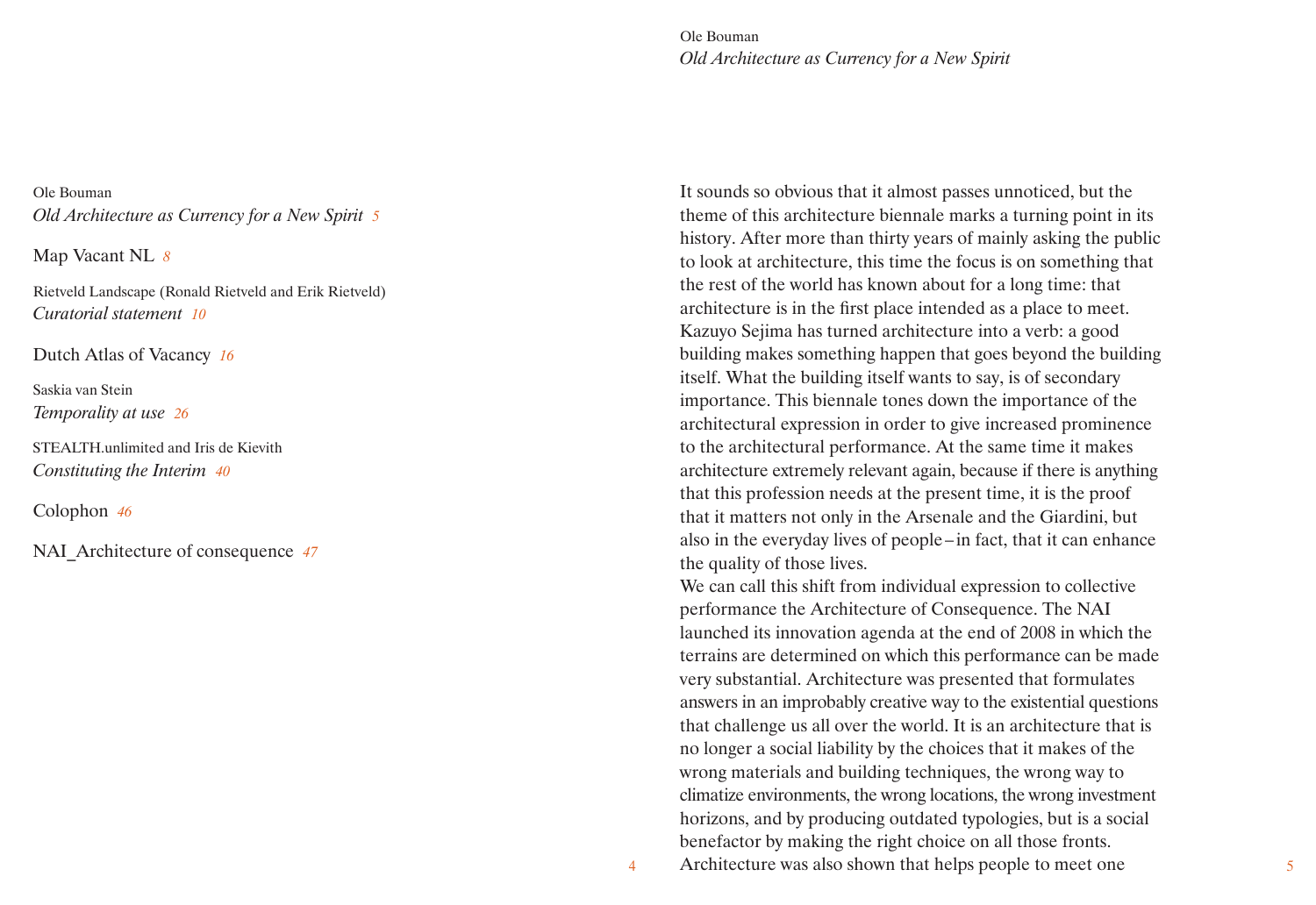Ole Bouman
*Old Architecture as Currency for a New Spirit* 5

Map Vacant NL 8

Rietveld Landscape (Ronald Rietveld and Erik Rietveld)
*Curatorial statement* 10

Dutch Atlas of Vacancy 16

Saskia van Stein
*Temporality at use* 26

STEALTH.unlimited and Iris de Kievith
*Constituting the Interim* 40

Colophon 46

NAI_Architecture of consequence 47

Ole Bouman

# *Old Architecture as Currency for a New Spirit*

It sounds so obvious that it almost passes unnoticed, but the theme of this architecture biennale marks a turning point in its history. After more than thirty years of mainly asking the public to look at architecture, this time the focus is on something that the rest of the world has known about for a long time: that architecture is in the first place intended as a place to meet. Kazuyo Sejima has turned architecture into a verb: a good building makes something happen that goes beyond the building itself. What the building itself wants to say, is of secondary importance. This biennale tones down the importance of the architectural expression in order to give increased prominence to the architectural performance. At the same time it makes architecture extremely relevant again, because if there is anything that this profession needs at the present time, it is the proof that it matters not only in the Arsenale and the Giardini, but also in the everyday lives of people – in fact, that it can enhance the quality of those lives.
We can call this shift from individual expression to collective performance the Architecture of Consequence. The NAI launched its innovation agenda at the end of 2008 in which the terrains are determined on which this performance can be made very substantial. Architecture was presented that formulates answers in an improbably creative way to the existential questions that challenge us all over the world. It is an architecture that is no longer a social liability by the choices that it makes of the wrong materials and building techniques, the wrong way to climatize environments, the wrong locations, the wrong investment horizons, and by producing outdated typologies, but is a social benefactor by making the right choice on all those fronts. Architecture was also shown that helps people to meet one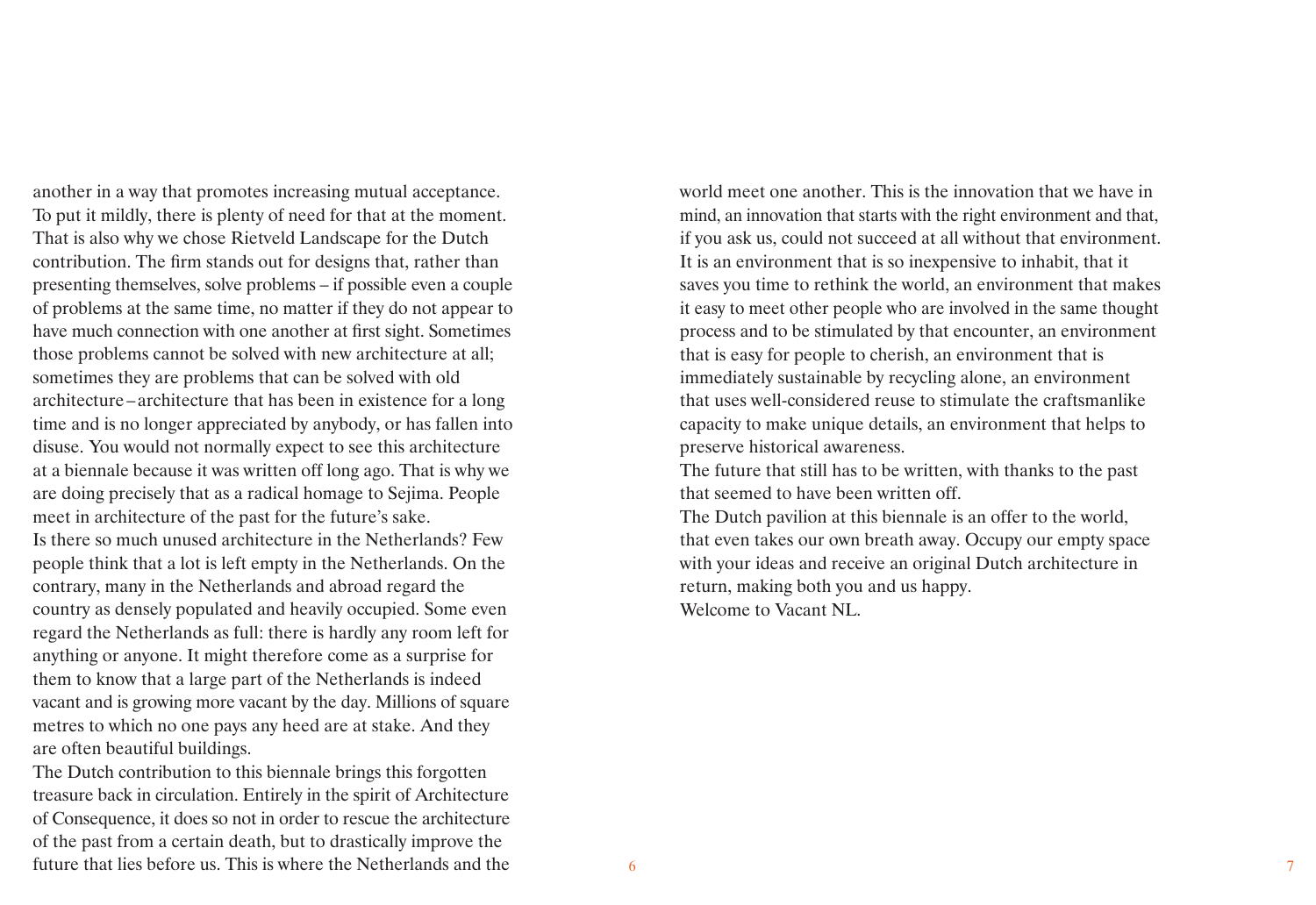another in a way that promotes increasing mutual acceptance. To put it mildly, there is plenty of need for that at the moment. That is also why we chose Rietveld Landscape for the Dutch contribution. The firm stands out for designs that, rather than presenting themselves, solve problems – if possible even a couple of problems at the same time, no matter if they do not appear to have much connection with one another at first sight. Sometimes those problems cannot be solved with new architecture at all; sometimes they are problems that can be solved with old architecture – architecture that has been in existence for a long time and is no longer appreciated by anybody, or has fallen into disuse. You would not normally expect to see this architecture at a biennale because it was written off long ago. That is why we are doing precisely that as a radical homage to Sejima. People meet in architecture of the past for the future's sake.

Is there so much unused architecture in the Netherlands? Few people think that a lot is left empty in the Netherlands. On the contrary, many in the Netherlands and abroad regard the country as densely populated and heavily occupied. Some even regard the Netherlands as full: there is hardly any room left for anything or anyone. It might therefore come as a surprise for them to know that a large part of the Netherlands is indeed vacant and is growing more vacant by the day. Millions of square metres to which no one pays any heed are at stake. And they are often beautiful buildings.

The Dutch contribution to this biennale brings this forgotten treasure back in circulation. Entirely in the spirit of Architecture of Consequence, it does so not in order to rescue the architecture of the past from a certain death, but to drastically improve the future that lies before us. This is where the Netherlands and the world meet one another. This is the innovation that we have in mind, an innovation that starts with the right environment and that, if you ask us, could not succeed at all without that environment. It is an environment that is so inexpensive to inhabit, that it saves you time to rethink the world, an environment that makes it easy to meet other people who are involved in the same thought process and to be stimulated by that encounter, an environment that is easy for people to cherish, an environment that is immediately sustainable by recycling alone, an environment that uses well-considered reuse to stimulate the craftsmanlike capacity to make unique details, an environment that helps to preserve historical awareness.

The future that still has to be written, with thanks to the past that seemed to have been written off.

The Dutch pavilion at this biennale is an offer to the world, that even takes our own breath away. Occupy our empty space with your ideas and receive an original Dutch architecture in return, making both you and us happy.

Welcome to Vacant NL.